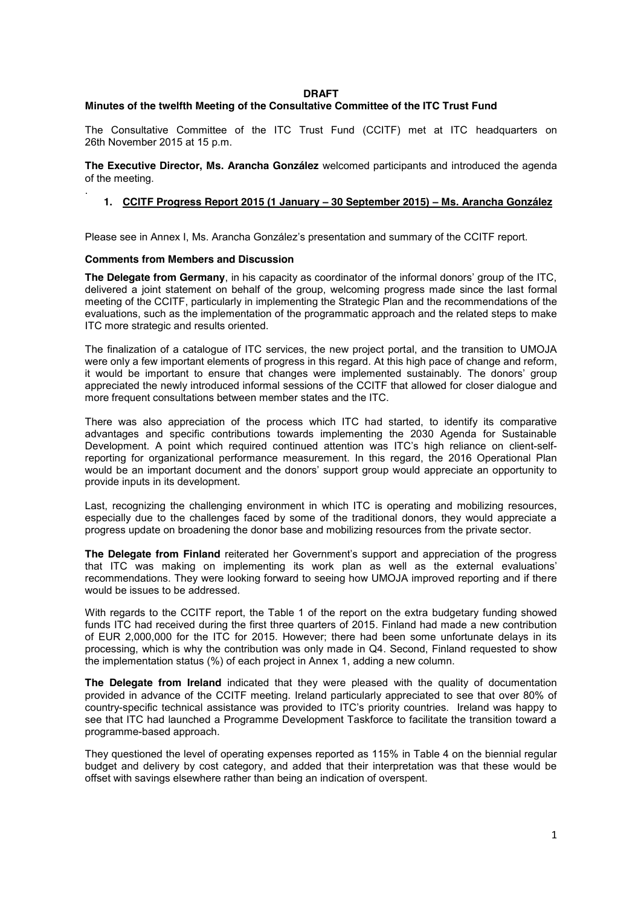**DRAFT**

**Minutes of the twelfth Meeting of the Consultative Committee of the ITC Trust Fund**

The Consultative Committee of the ITC Trust Fund (CCITF) met at ITC headquarters on 26th November 2015 at 15 p.m.

**The Executive Director, Ms. Arancha González** welcomed participants and introduced the agenda of the meeting.

.

1. **<u>CCITF Progress Report 2015 (1 January – 30 September 2015) – Ms. Arancha González</u>**

Please see in Annex I, Ms. Arancha González's presentation and summary of the CCITF report.

**Comments from Members and Discussion**

**The Delegate from Germany**, in his capacity as coordinator of the informal donors' group of the ITC, delivered a joint statement on behalf of the group, welcoming progress made since the last formal meeting of the CCITF, particularly in implementing the Strategic Plan and the recommendations of the evaluations, such as the implementation of the programmatic approach and the related steps to make ITC more strategic and results oriented.

The finalization of a catalogue of ITC services, the new project portal, and the transition to UMOJA were only a few important elements of progress in this regard. At this high pace of change and reform, it would be important to ensure that changes were implemented sustainably. The donors' group appreciated the newly introduced informal sessions of the CCITF that allowed for closer dialogue and more frequent consultations between member states and the ITC.

There was also appreciation of the process which ITC had started, to identify its comparative advantages and specific contributions towards implementing the 2030 Agenda for Sustainable Development. A point which required continued attention was ITC's high reliance on client-self-reporting for organizational performance measurement. In this regard, the 2016 Operational Plan would be an important document and the donors' support group would appreciate an opportunity to provide inputs in its development.

Last, recognizing the challenging environment in which ITC is operating and mobilizing resources, especially due to the challenges faced by some of the traditional donors, they would appreciate a progress update on broadening the donor base and mobilizing resources from the private sector.

**The Delegate from Finland** reiterated her Government's support and appreciation of the progress that ITC was making on implementing its work plan as well as the external evaluations' recommendations. They were looking forward to seeing how UMOJA improved reporting and if there would be issues to be addressed.

With regards to the CCITF report, the Table 1 of the report on the extra budgetary funding showed funds ITC had received during the first three quarters of 2015. Finland had made a new contribution of EUR 2,000,000 for the ITC for 2015. However; there had been some unfortunate delays in its processing, which is why the contribution was only made in Q4. Second, Finland requested to show the implementation status (%) of each project in Annex 1, adding a new column.

**The Delegate from Ireland** indicated that they were pleased with the quality of documentation provided in advance of the CCITF meeting. Ireland particularly appreciated to see that over 80% of country-specific technical assistance was provided to ITC's priority countries. Ireland was happy to see that ITC had launched a Programme Development Taskforce to facilitate the transition toward a programme-based approach.

They questioned the level of operating expenses reported as 115% in Table 4 on the biennial regular budget and delivery by cost category, and added that their interpretation was that these would be offset with savings elsewhere rather than being an indication of overspent.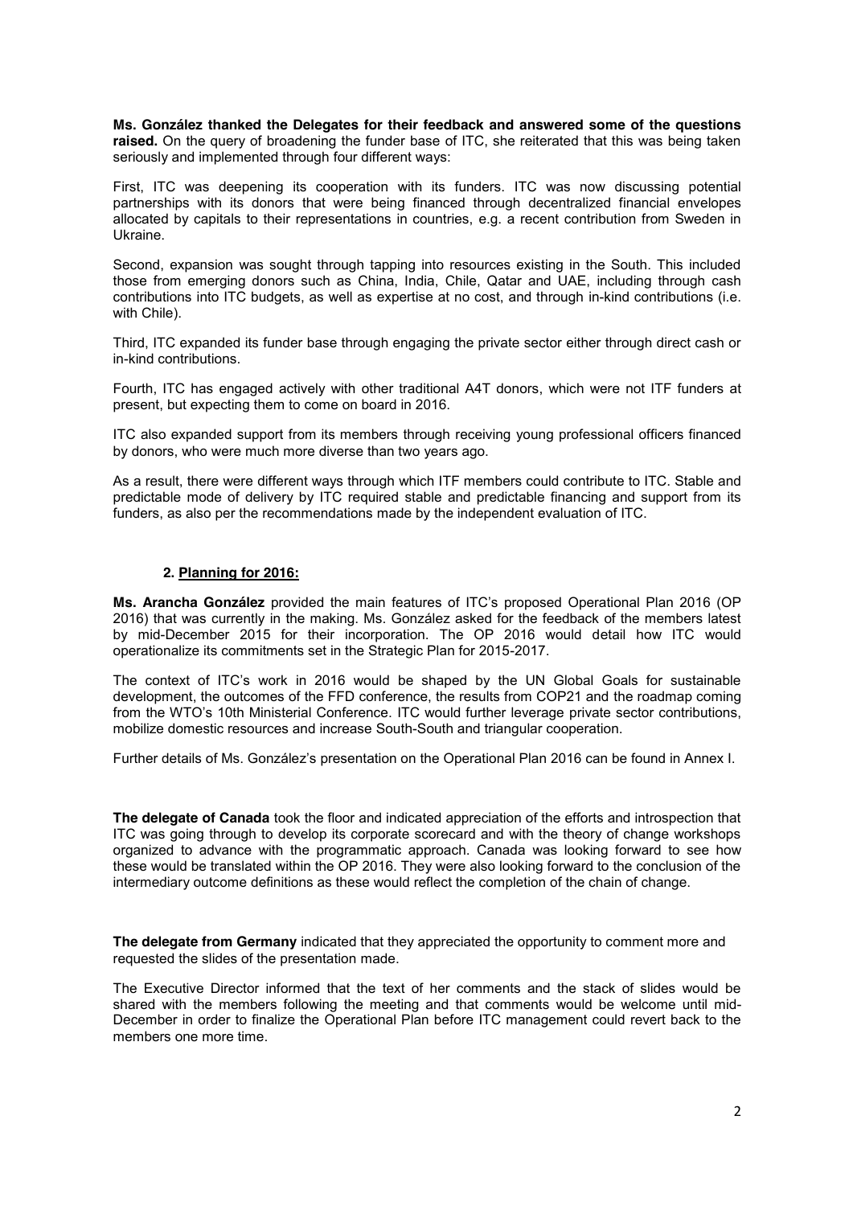**Ms. González thanked the Delegates for their feedback and answered some of the questions raised.** On the query of broadening the funder base of ITC, she reiterated that this was being taken seriously and implemented through four different ways:

First, ITC was deepening its cooperation with its funders. ITC was now discussing potential partnerships with its donors that were being financed through decentralized financial envelopes allocated by capitals to their representations in countries, e.g. a recent contribution from Sweden in Ukraine.

Second, expansion was sought through tapping into resources existing in the South. This included those from emerging donors such as China, India, Chile, Qatar and UAE, including through cash contributions into ITC budgets, as well as expertise at no cost, and through in-kind contributions (i.e. with Chile).

Third, ITC expanded its funder base through engaging the private sector either through direct cash or in-kind contributions.

Fourth, ITC has engaged actively with other traditional A4T donors, which were not ITF funders at present, but expecting them to come on board in 2016.

ITC also expanded support from its members through receiving young professional officers financed by donors, who were much more diverse than two years ago.

As a result, there were different ways through which ITF members could contribute to ITC. Stable and predictable mode of delivery by ITC required stable and predictable financing and support from its funders, as also per the recommendations made by the independent evaluation of ITC.

## 2. Planning for 2016:

**Ms. Arancha González** provided the main features of ITC's proposed Operational Plan 2016 (OP 2016) that was currently in the making. Ms. González asked for the feedback of the members latest by mid-December 2015 for their incorporation. The OP 2016 would detail how ITC would operationalize its commitments set in the Strategic Plan for 2015-2017.

The context of ITC's work in 2016 would be shaped by the UN Global Goals for sustainable development, the outcomes of the FFD conference, the results from COP21 and the roadmap coming from the WTO's 10th Ministerial Conference. ITC would further leverage private sector contributions, mobilize domestic resources and increase South-South and triangular cooperation.

Further details of Ms. González's presentation on the Operational Plan 2016 can be found in Annex I.

**The delegate of Canada** took the floor and indicated appreciation of the efforts and introspection that ITC was going through to develop its corporate scorecard and with the theory of change workshops organized to advance with the programmatic approach. Canada was looking forward to see how these would be translated within the OP 2016. They were also looking forward to the conclusion of the intermediary outcome definitions as these would reflect the completion of the chain of change.

**The delegate from Germany** indicated that they appreciated the opportunity to comment more and requested the slides of the presentation made.

The Executive Director informed that the text of her comments and the stack of slides would be shared with the members following the meeting and that comments would be welcome until mid-December in order to finalize the Operational Plan before ITC management could revert back to the members one more time.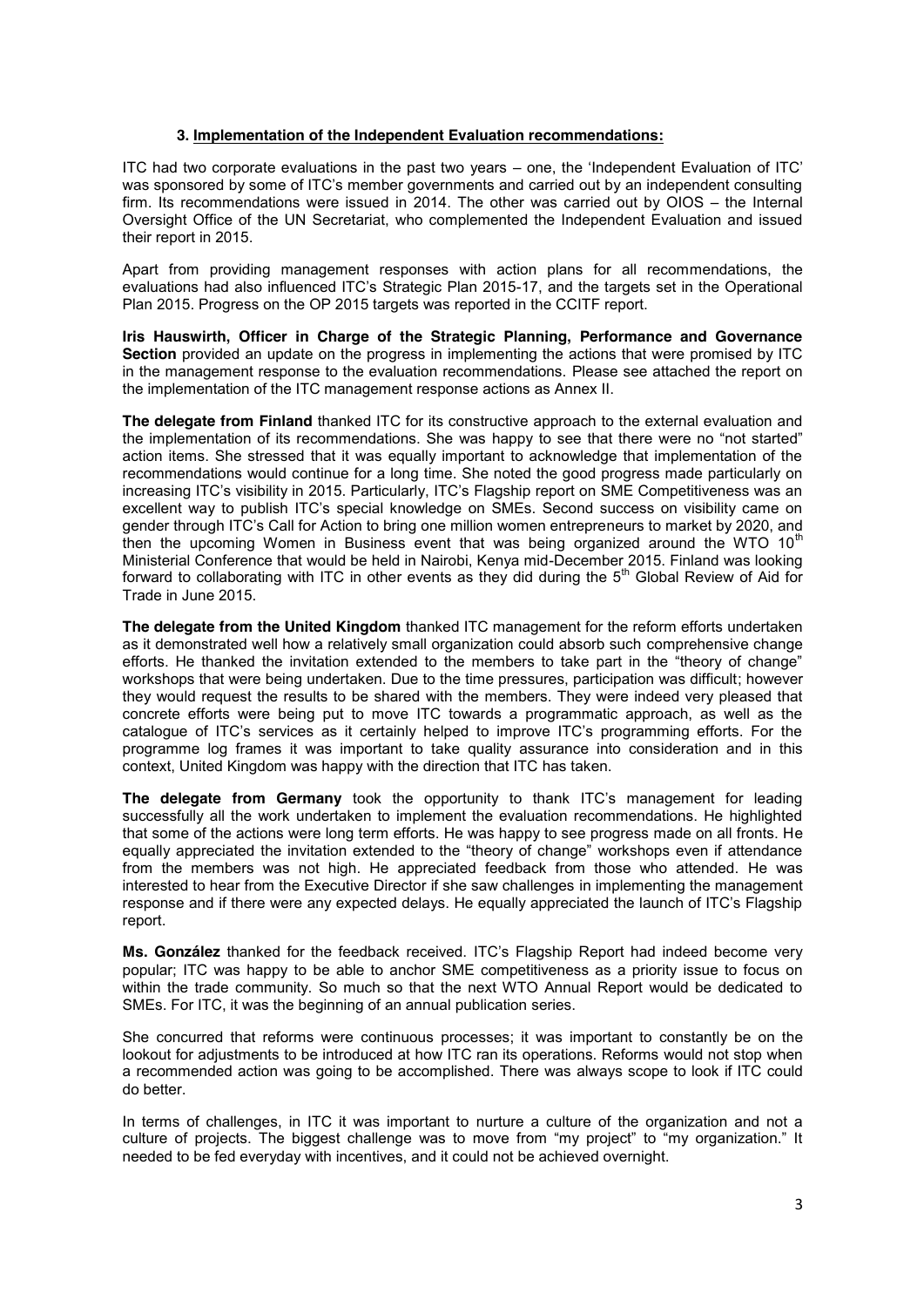### 3. Implementation of the Independent Evaluation recommendations:

ITC had two corporate evaluations in the past two years – one, the 'Independent Evaluation of ITC' was sponsored by some of ITC's member governments and carried out by an independent consulting firm. Its recommendations were issued in 2014. The other was carried out by OIOS – the Internal Oversight Office of the UN Secretariat, who complemented the Independent Evaluation and issued their report in 2015.

Apart from providing management responses with action plans for all recommendations, the evaluations had also influenced ITC's Strategic Plan 2015-17, and the targets set in the Operational Plan 2015. Progress on the OP 2015 targets was reported in the CCITF report.

**Iris Hauswirth, Officer in Charge of the Strategic Planning, Performance and Governance Section** provided an update on the progress in implementing the actions that were promised by ITC in the management response to the evaluation recommendations. Please see attached the report on the implementation of the ITC management response actions as Annex II.

**The delegate from Finland** thanked ITC for its constructive approach to the external evaluation and the implementation of its recommendations. She was happy to see that there were no "not started" action items. She stressed that it was equally important to acknowledge that implementation of the recommendations would continue for a long time. She noted the good progress made particularly on increasing ITC's visibility in 2015. Particularly, ITC's Flagship report on SME Competitiveness was an excellent way to publish ITC's special knowledge on SMEs. Second success on visibility came on gender through ITC's Call for Action to bring one million women entrepreneurs to market by 2020, and then the upcoming Women in Business event that was being organized around the WTO 10th Ministerial Conference that would be held in Nairobi, Kenya mid-December 2015. Finland was looking forward to collaborating with ITC in other events as they did during the 5th Global Review of Aid for Trade in June 2015.

**The delegate from the United Kingdom** thanked ITC management for the reform efforts undertaken as it demonstrated well how a relatively small organization could absorb such comprehensive change efforts. He thanked the invitation extended to the members to take part in the "theory of change" workshops that were being undertaken. Due to the time pressures, participation was difficult; however they would request the results to be shared with the members. They were indeed very pleased that concrete efforts were being put to move ITC towards a programmatic approach, as well as the catalogue of ITC's services as it certainly helped to improve ITC's programming efforts. For the programme log frames it was important to take quality assurance into consideration and in this context, United Kingdom was happy with the direction that ITC has taken.

**The delegate from Germany** took the opportunity to thank ITC's management for leading successfully all the work undertaken to implement the evaluation recommendations. He highlighted that some of the actions were long term efforts. He was happy to see progress made on all fronts. He equally appreciated the invitation extended to the "theory of change" workshops even if attendance from the members was not high. He appreciated feedback from those who attended. He was interested to hear from the Executive Director if she saw challenges in implementing the management response and if there were any expected delays. He equally appreciated the launch of ITC's Flagship report.

**Ms. González** thanked for the feedback received. ITC's Flagship Report had indeed become very popular; ITC was happy to be able to anchor SME competitiveness as a priority issue to focus on within the trade community. So much so that the next WTO Annual Report would be dedicated to SMEs. For ITC, it was the beginning of an annual publication series.

She concurred that reforms were continuous processes; it was important to constantly be on the lookout for adjustments to be introduced at how ITC ran its operations. Reforms would not stop when a recommended action was going to be accomplished. There was always scope to look if ITC could do better.

In terms of challenges, in ITC it was important to nurture a culture of the organization and not a culture of projects. The biggest challenge was to move from "my project" to "my organization." It needed to be fed everyday with incentives, and it could not be achieved overnight.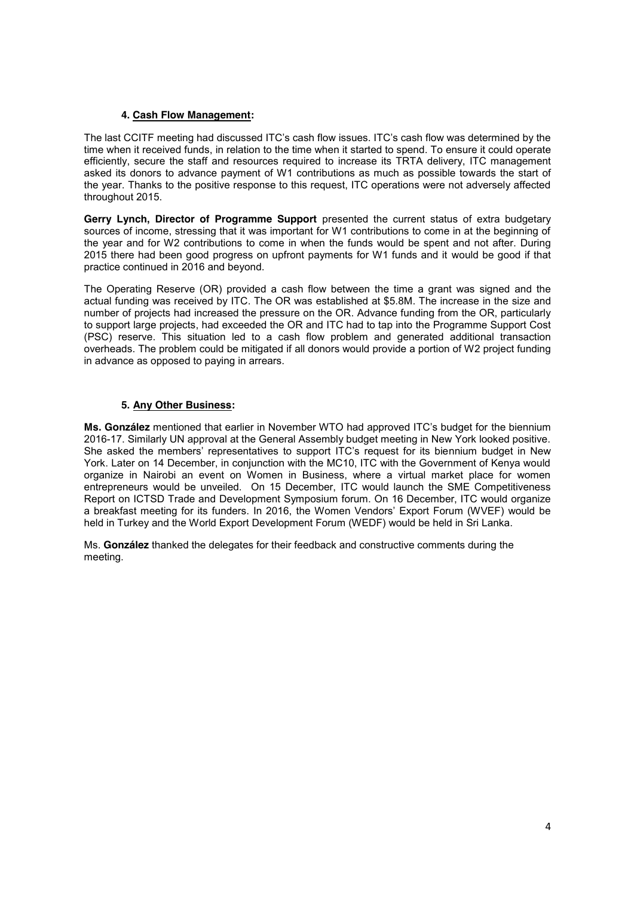### 4. **Cash Flow Management:**

The last CCITF meeting had discussed ITC's cash flow issues. ITC's cash flow was determined by the time when it received funds, in relation to the time when it started to spend. To ensure it could operate efficiently, secure the staff and resources required to increase its TRTA delivery, ITC management asked its donors to advance payment of W1 contributions as much as possible towards the start of the year. Thanks to the positive response to this request, ITC operations were not adversely affected throughout 2015.

**Gerry Lynch, Director of Programme Support** presented the current status of extra budgetary sources of income, stressing that it was important for W1 contributions to come in at the beginning of the year and for W2 contributions to come in when the funds would be spent and not after. During 2015 there had been good progress on upfront payments for W1 funds and it would be good if that practice continued in 2016 and beyond.

The Operating Reserve (OR) provided a cash flow between the time a grant was signed and the actual funding was received by ITC. The OR was established at $5.8M. The increase in the size and number of projects had increased the pressure on the OR. Advance funding from the OR, particularly to support large projects, had exceeded the OR and ITC had to tap into the Programme Support Cost (PSC) reserve. This situation led to a cash flow problem and generated additional transaction overheads. The problem could be mitigated if all donors would provide a portion of W2 project funding in advance as opposed to paying in arrears.

### 5. **Any Other Business:**

**Ms. González** mentioned that earlier in November WTO had approved ITC's budget for the biennium 2016-17. Similarly UN approval at the General Assembly budget meeting in New York looked positive. She asked the members' representatives to support ITC's request for its biennium budget in New York. Later on 14 December, in conjunction with the MC10, ITC with the Government of Kenya would organize in Nairobi an event on Women in Business, where a virtual market place for women entrepreneurs would be unveiled. On 15 December, ITC would launch the SME Competitiveness Report on ICTSD Trade and Development Symposium forum. On 16 December, ITC would organize a breakfast meeting for its funders. In 2016, the Women Vendors' Export Forum (WVEF) would be held in Turkey and the World Export Development Forum (WEDF) would be held in Sri Lanka.

Ms. **González** thanked the delegates for their feedback and constructive comments during the meeting.